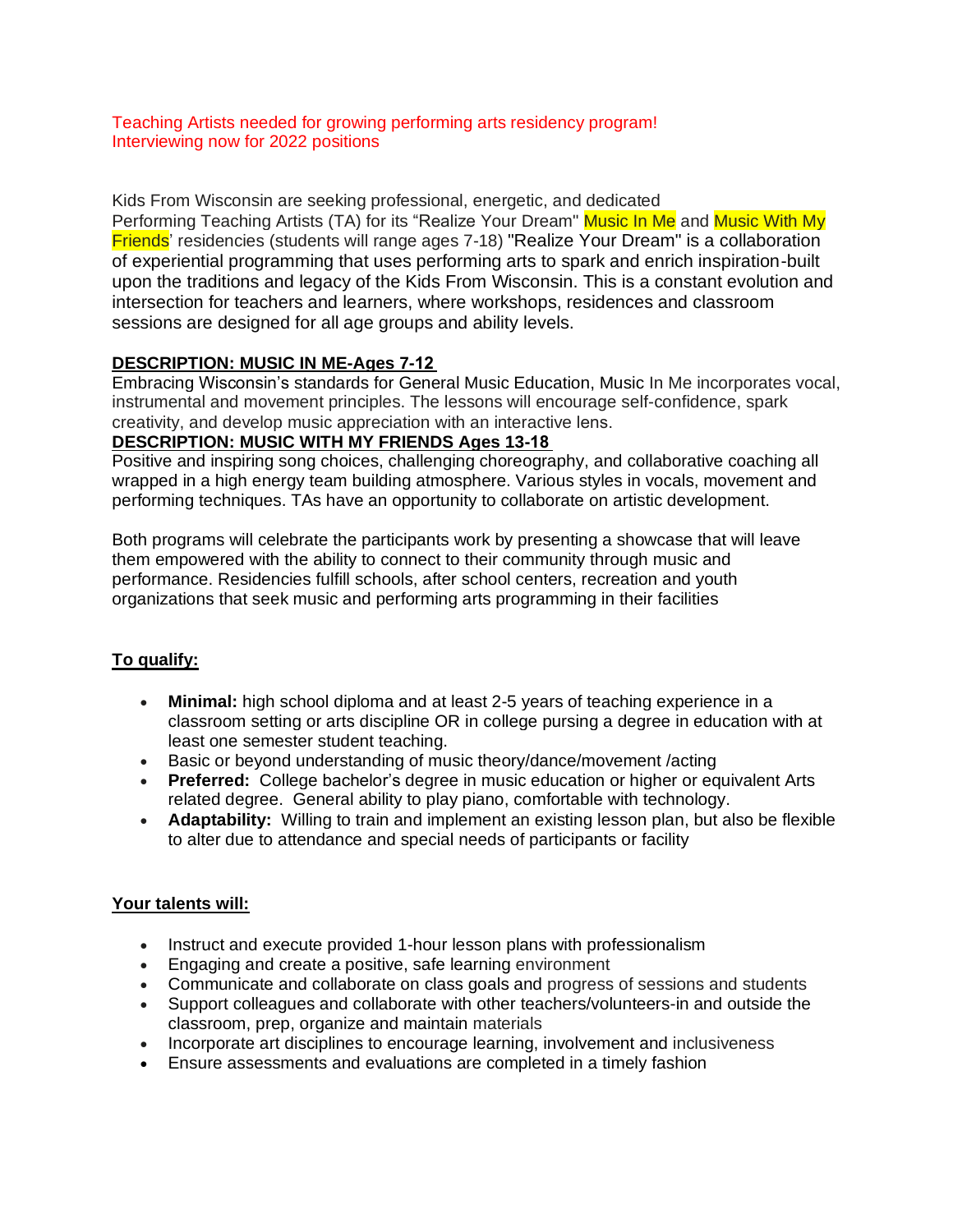Teaching Artists needed for growing performing arts residency program!
Interviewing now for 2022 positions

Kids From Wisconsin are seeking professional, energetic, and dedicated Performing Teaching Artists (TA) for its "Realize Your Dream" Music In Me and Music With My Friends' residencies (students will range ages 7-18) "Realize Your Dream" is a collaboration of experiential programming that uses performing arts to spark and enrich inspiration-built upon the traditions and legacy of the Kids From Wisconsin. This is a constant evolution and intersection for teachers and learners, where workshops, residences and classroom sessions are designed for all age groups and ability levels.

**DESCRIPTION: MUSIC IN ME-Ages 7-12**

Embracing Wisconsin's standards for General Music Education, Music In Me incorporates vocal, instrumental and movement principles. The lessons will encourage self-confidence, spark creativity, and develop music appreciation with an interactive lens.

**DESCRIPTION: MUSIC WITH MY FRIENDS Ages 13-18**

Positive and inspiring song choices, challenging choreography, and collaborative coaching all wrapped in a high energy team building atmosphere. Various styles in vocals, movement and performing techniques. TAs have an opportunity to collaborate on artistic development.

Both programs will celebrate the participants work by presenting a showcase that will leave them empowered with the ability to connect to their community through music and performance. Residencies fulfill schools, after school centers, recreation and youth organizations that seek music and performing arts programming in their facilities

**To qualify:**

- **Minimal:** high school diploma and at least 2-5 years of teaching experience in a classroom setting or arts discipline OR in college pursing a degree in education with at least one semester student teaching.
- Basic or beyond understanding of music theory/dance/movement /acting
- **Preferred:** College bachelor's degree in music education or higher or equivalent Arts related degree. General ability to play piano, comfortable with technology.
- **Adaptability:** Willing to train and implement an existing lesson plan, but also be flexible to alter due to attendance and special needs of participants or facility

**Your talents will:**

- Instruct and execute provided 1-hour lesson plans with professionalism
- Engaging and create a positive, safe learning environment
- Communicate and collaborate on class goals and progress of sessions and students
- Support colleagues and collaborate with other teachers/volunteers-in and outside the classroom, prep, organize and maintain materials
- Incorporate art disciplines to encourage learning, involvement and inclusiveness
- Ensure assessments and evaluations are completed in a timely fashion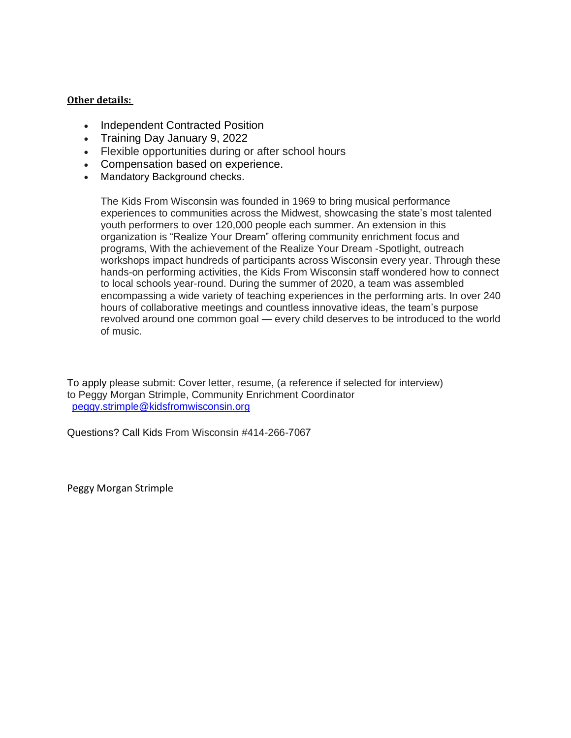**Other details:**

- Independent Contracted Position
- Training Day January 9, 2022
- Flexible opportunities during or after school hours
- Compensation based on experience.
- Mandatory Background checks.

The Kids From Wisconsin was founded in 1969 to bring musical performance experiences to communities across the Midwest, showcasing the state's most talented youth performers to over 120,000 people each summer. An extension in this organization is "Realize Your Dream" offering community enrichment focus and programs, With the achievement of the Realize Your Dream -Spotlight, outreach workshops impact hundreds of participants across Wisconsin every year. Through these hands-on performing activities, the Kids From Wisconsin staff wondered how to connect to local schools year-round. During the summer of 2020, a team was assembled encompassing a wide variety of teaching experiences in the performing arts. In over 240 hours of collaborative meetings and countless innovative ideas, the team's purpose revolved around one common goal — every child deserves to be introduced to the world of music.

To apply please submit: Cover letter, resume, (a reference if selected for interview) to Peggy Morgan Strimple, Community Enrichment Coordinator
peggy.strimple@kidsfromwisconsin.org

Questions? Call Kids From Wisconsin #414-266-7067

Peggy Morgan Strimple